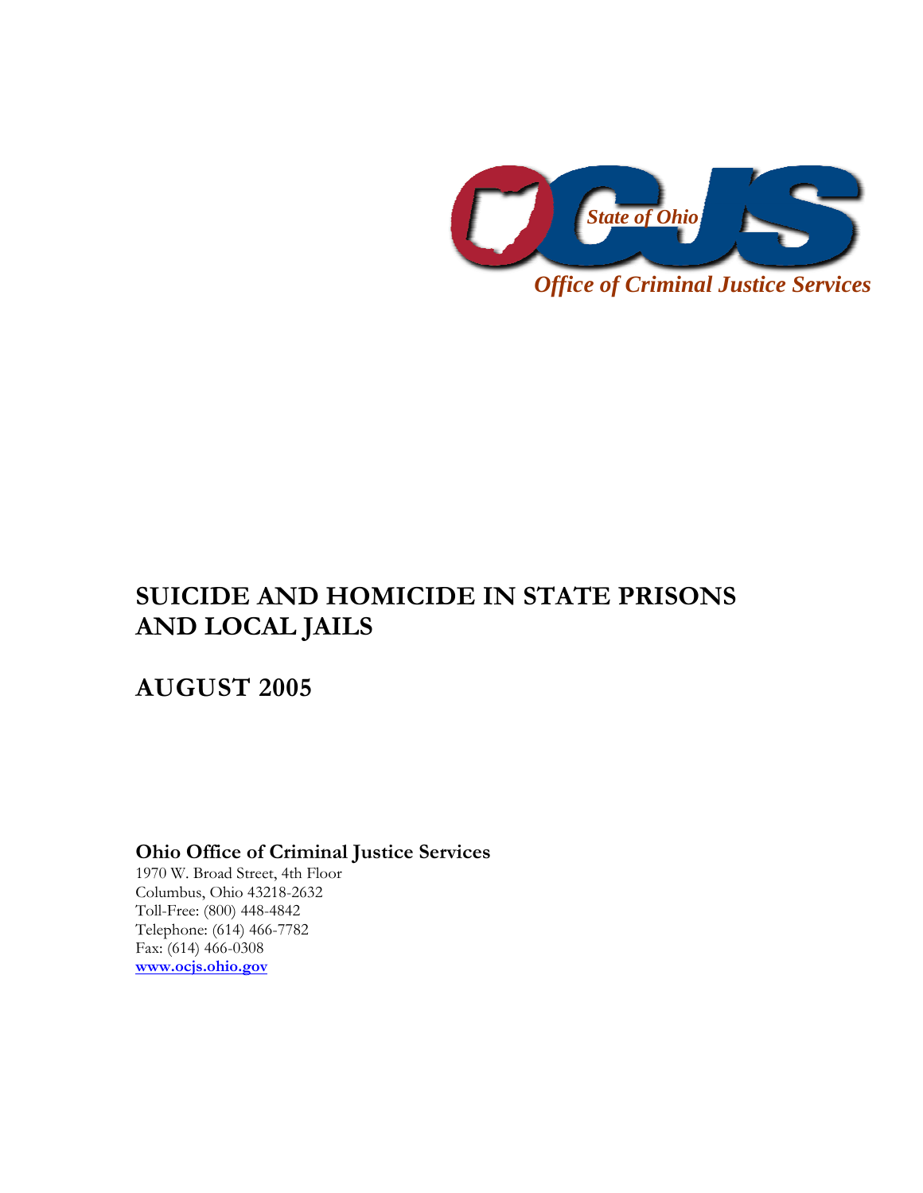OCJS

*State of Ohio*

*Office of Criminal Justice Services*

# SUICIDE AND HOMICIDE IN STATE PRISONS AND LOCAL JAILS

## AUGUST 2005

**Ohio Office of Criminal Justice Services**

1970 W. Broad Street, 4th Floor
Columbus, Ohio 43218-2632
Toll-Free: (800) 448-4842
Telephone: (614) 466-7782
Fax: (614) 466-0308
www.ocjs.ohio.gov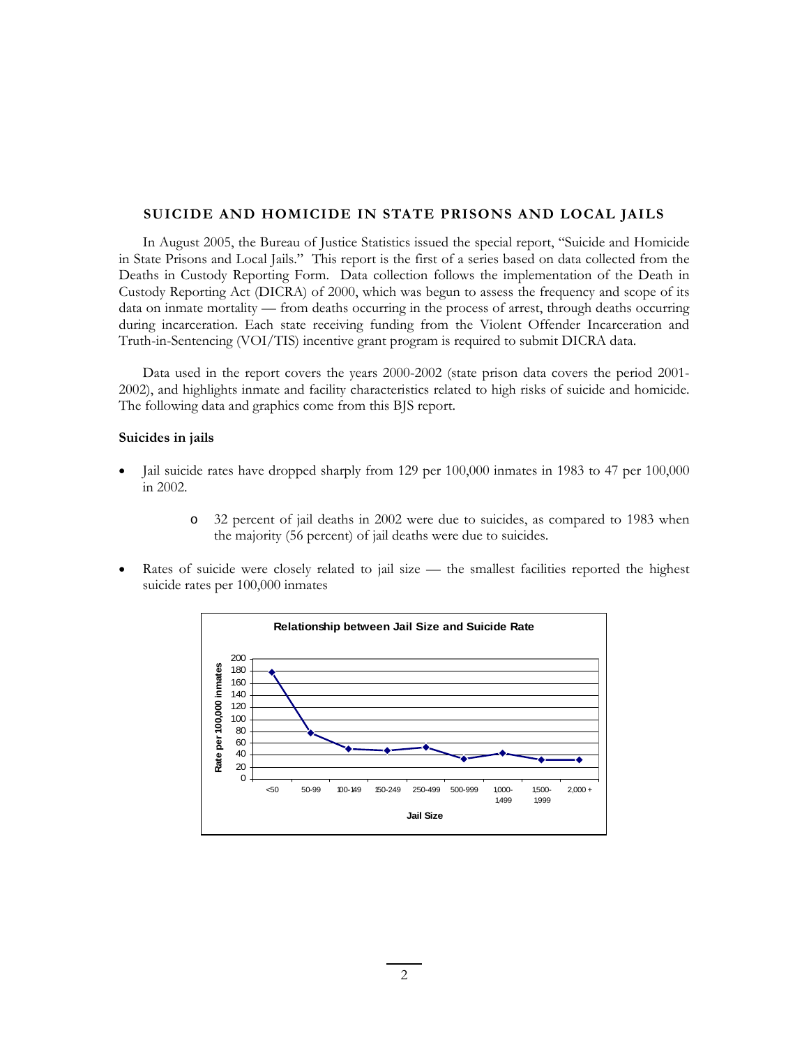## SUICIDE AND HOMICIDE IN STATE PRISONS AND LOCAL JAILS

In August 2005, the Bureau of Justice Statistics issued the special report, "Suicide and Homicide in State Prisons and Local Jails." This report is the first of a series based on data collected from the Deaths in Custody Reporting Form. Data collection follows the implementation of the Death in Custody Reporting Act (DICRA) of 2000, which was begun to assess the frequency and scope of its data on inmate mortality — from deaths occurring in the process of arrest, through deaths occurring during incarceration. Each state receiving funding from the Violent Offender Incarceration and Truth-in-Sentencing (VOI/TIS) incentive grant program is required to submit DICRA data.

Data used in the report covers the years 2000-2002 (state prison data covers the period 2001-2002), and highlights inmate and facility characteristics related to high risks of suicide and homicide. The following data and graphics come from this BJS report.

**Suicides in jails**

- Jail suicide rates have dropped sharply from 129 per 100,000 inmates in 1983 to 47 per 100,000 in 2002.
    - 32 percent of jail deaths in 2002 were due to suicides, as compared to 1983 when the majority (56 percent) of jail deaths were due to suicides.
- Rates of suicide were closely related to jail size — the smallest facilities reported the highest suicide rates per 100,000 inmates

**Relationship between Jail Size and Suicide Rate**

Y-axis: Rate per 100,000 inmates (0–200); X-axis: Jail Size (<50, 50-99, 100-149, 150-249, 250-499, 500-999, 1000-1499, 1500-1999, 2,000 +)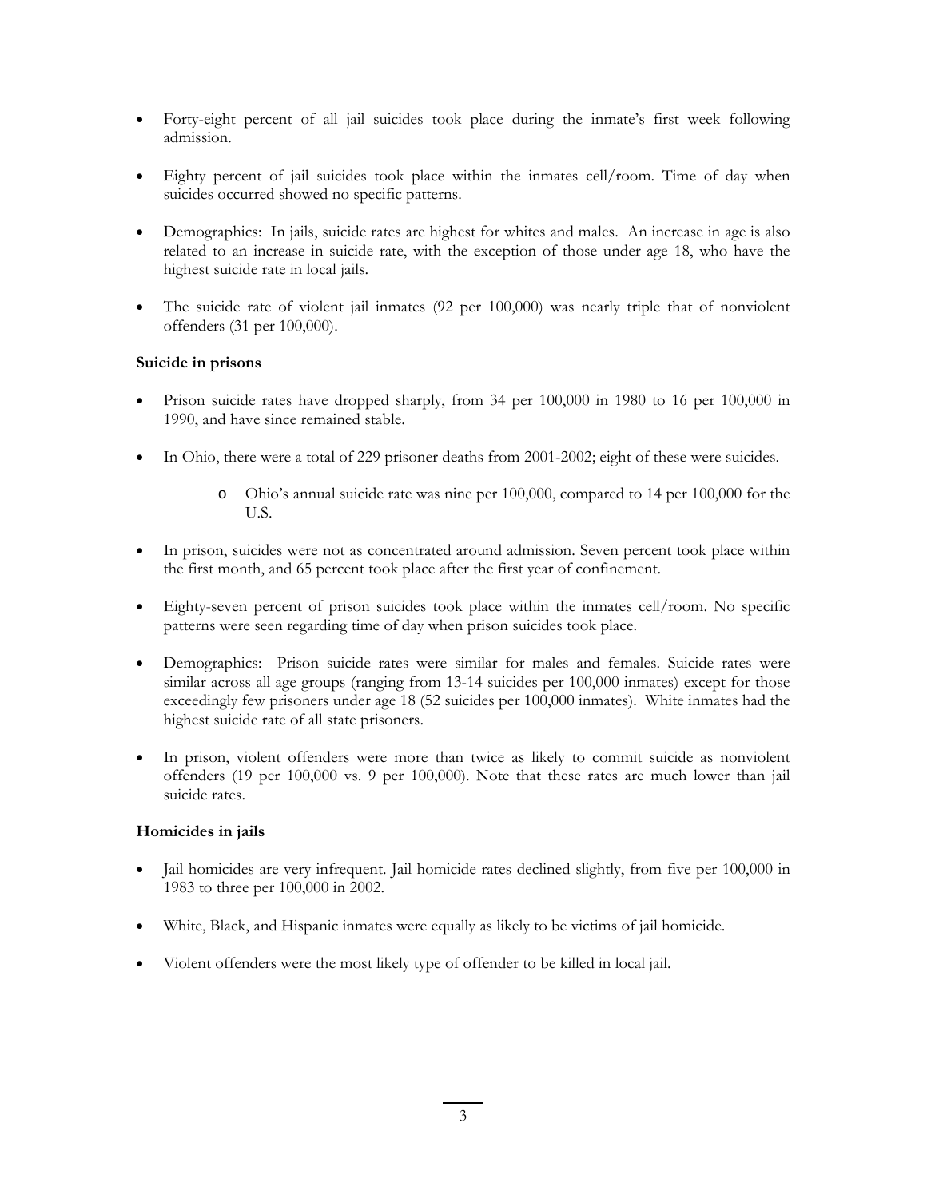- Forty-eight percent of all jail suicides took place during the inmate's first week following admission.

- Eighty percent of jail suicides took place within the inmates cell/room. Time of day when suicides occurred showed no specific patterns.

- Demographics: In jails, suicide rates are highest for whites and males. An increase in age is also related to an increase in suicide rate, with the exception of those under age 18, who have the highest suicide rate in local jails.

- The suicide rate of violent jail inmates (92 per 100,000) was nearly triple that of nonviolent offenders (31 per 100,000).

**Suicide in prisons**

- Prison suicide rates have dropped sharply, from 34 per 100,000 in 1980 to 16 per 100,000 in 1990, and have since remained stable.

- In Ohio, there were a total of 229 prisoner deaths from 2001-2002; eight of these were suicides.
    - Ohio's annual suicide rate was nine per 100,000, compared to 14 per 100,000 for the U.S.

- In prison, suicides were not as concentrated around admission. Seven percent took place within the first month, and 65 percent took place after the first year of confinement.

- Eighty-seven percent of prison suicides took place within the inmates cell/room. No specific patterns were seen regarding time of day when prison suicides took place.

- Demographics: Prison suicide rates were similar for males and females. Suicide rates were similar across all age groups (ranging from 13-14 suicides per 100,000 inmates) except for those exceedingly few prisoners under age 18 (52 suicides per 100,000 inmates). White inmates had the highest suicide rate of all state prisoners.

- In prison, violent offenders were more than twice as likely to commit suicide as nonviolent offenders (19 per 100,000 vs. 9 per 100,000). Note that these rates are much lower than jail suicide rates.

**Homicides in jails**

- Jail homicides are very infrequent. Jail homicide rates declined slightly, from five per 100,000 in 1983 to three per 100,000 in 2002.

- White, Black, and Hispanic inmates were equally as likely to be victims of jail homicide.

- Violent offenders were the most likely type of offender to be killed in local jail.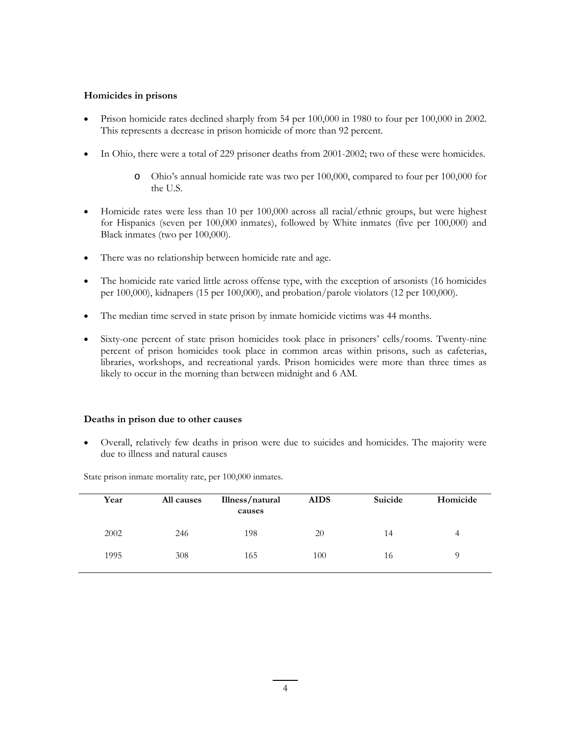**Homicides in prisons**

- Prison homicide rates declined sharply from 54 per 100,000 in 1980 to four per 100,000 in 2002. This represents a decrease in prison homicide of more than 92 percent.
- In Ohio, there were a total of 229 prisoner deaths from 2001-2002; two of these were homicides.
    - Ohio's annual homicide rate was two per 100,000, compared to four per 100,000 for the U.S.
- Homicide rates were less than 10 per 100,000 across all racial/ethnic groups, but were highest for Hispanics (seven per 100,000 inmates), followed by White inmates (five per 100,000) and Black inmates (two per 100,000).
- There was no relationship between homicide rate and age.
- The homicide rate varied little across offense type, with the exception of arsonists (16 homicides per 100,000), kidnapers (15 per 100,000), and probation/parole violators (12 per 100,000).
- The median time served in state prison by inmate homicide victims was 44 months.
- Sixty-one percent of state prison homicides took place in prisoners' cells/rooms. Twenty-nine percent of prison homicides took place in common areas within prisons, such as cafeterias, libraries, workshops, and recreational yards. Prison homicides were more than three times as likely to occur in the morning than between midnight and 6 AM.

**Deaths in prison due to other causes**

- Overall, relatively few deaths in prison were due to suicides and homicides. The majority were due to illness and natural causes

State prison inmate mortality rate, per 100,000 inmates.

| Year | All causes | Illness/natural causes | AIDS | Suicide | Homicide |
|---|---|---|---|---|---|
| 2002 | 246 | 198 | 20 | 14 | 4 |
| 1995 | 308 | 165 | 100 | 16 | 9 |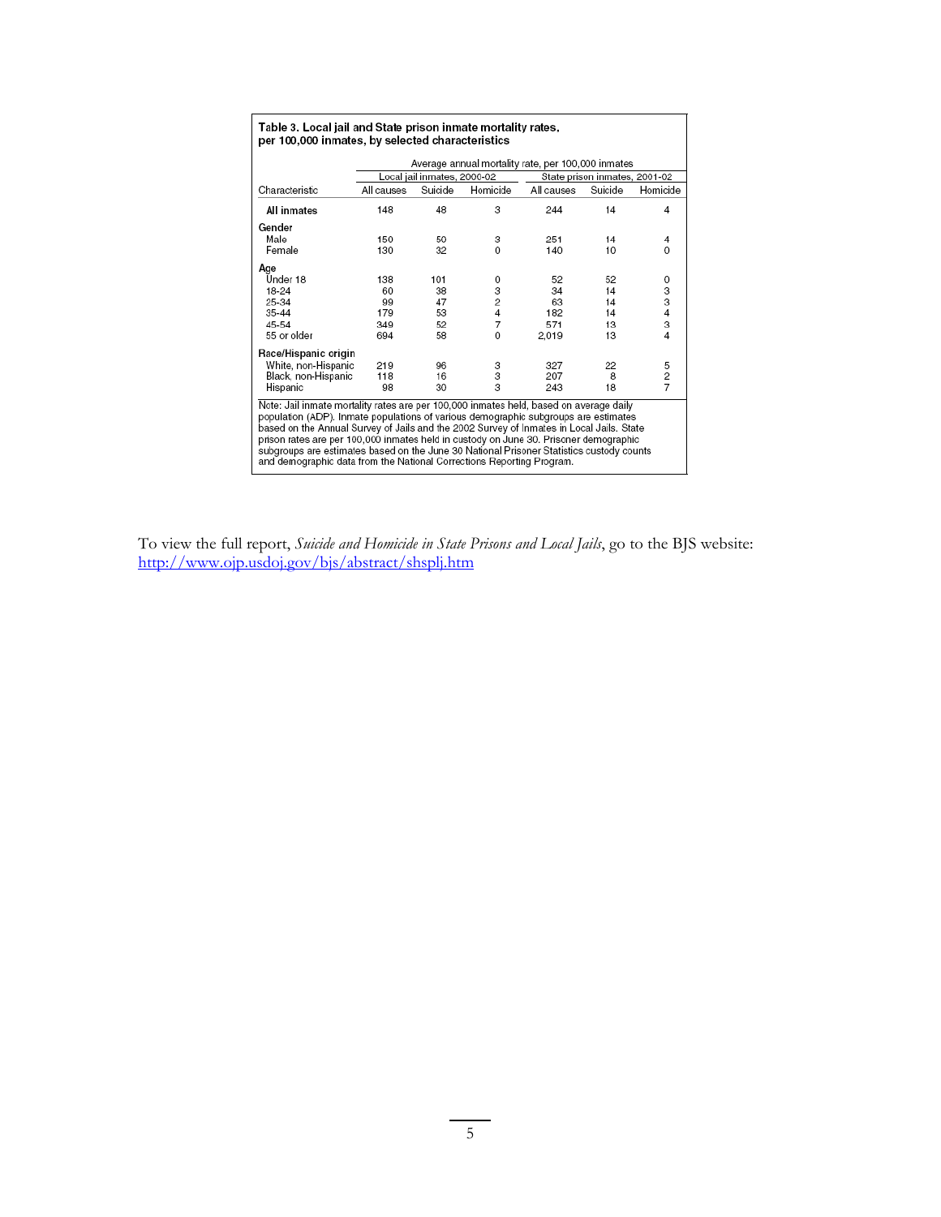**Table 3. Local jail and State prison inmate mortality rates, per 100,000 inmates, by selected characteristics**

| | Average annual mortality rate, per 100,000 inmates | | | | | |
|---|---|---|---|---|---|---|
| | Local jail inmates, 2000-02 | | | State prison inmates, 2001-02 | | |
| Characteristic | All causes | Suicide | Homicide | All causes | Suicide | Homicide |
| **All inmates** | 148 | 48 | 3 | 244 | 14 | 4 |
| **Gender** | | | | | | |
| Male | 150 | 50 | 3 | 251 | 14 | 4 |
| Female | 130 | 32 | 0 | 140 | 10 | 0 |
| **Age** | | | | | | |
| Under 18 | 138 | 101 | 0 | 52 | 52 | 0 |
| 18-24 | 60 | 38 | 3 | 34 | 14 | 3 |
| 25-34 | 99 | 47 | 2 | 63 | 14 | 3 |
| 35-44 | 179 | 53 | 4 | 182 | 14 | 4 |
| 45-54 | 349 | 52 | 7 | 571 | 13 | 3 |
| 55 or older | 694 | 58 | 0 | 2,019 | 13 | 4 |
| **Race/Hispanic origin** | | | | | | |
| White, non-Hispanic | 219 | 96 | 3 | 327 | 22 | 5 |
| Black, non-Hispanic | 118 | 16 | 3 | 207 | 8 | 2 |
| Hispanic | 98 | 30 | 3 | 243 | 18 | 7 |

Note: Jail inmate mortality rates are per 100,000 inmates held, based on average daily population (ADP). Inmate populations of various demographic subgroups are estimates based on the Annual Survey of Jails and the 2002 Survey of Inmates in Local Jails. State prison rates are per 100,000 inmates held in custody on June 30. Prisoner demographic subgroups are estimates based on the June 30 National Prisoner Statistics custody counts and demographic data from the National Corrections Reporting Program.

To view the full report, *Suicide and Homicide in State Prisons and Local Jails*, go to the BJS website: http://www.ojp.usdoj.gov/bjs/abstract/shsplj.htm